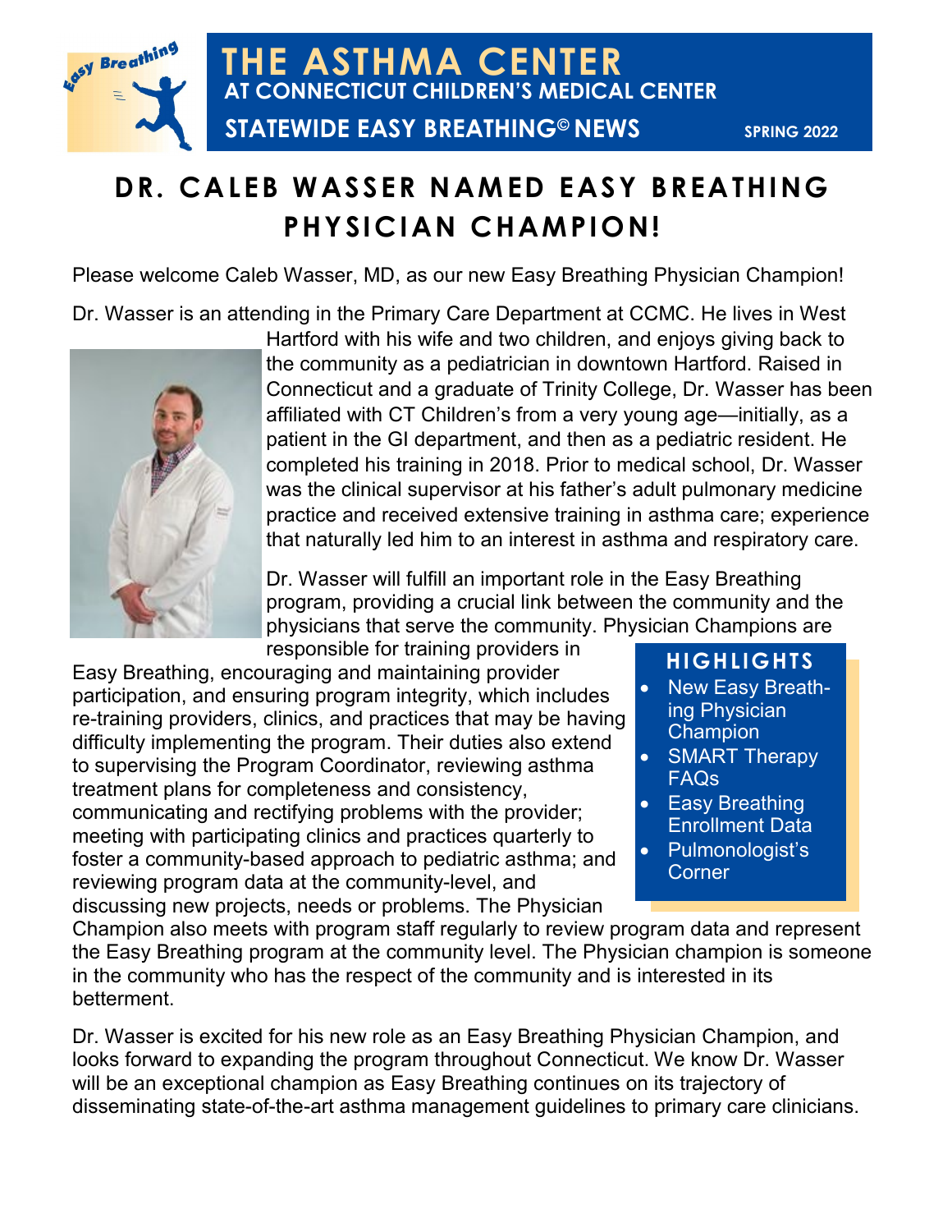# THE ASTHMA CENTER

## AT CONNECTICUT CHILDREN'S MEDICAL CENTER

### STATEWIDE EASY BREATHING© NEWS

SPRING 2022

# DR. CALEB WASSER NAMED EASY BREATHING PHYSICIAN CHAMPION!

Please welcome Caleb Wasser, MD, as our new Easy Breathing Physician Champion!

Dr. Wasser is an attending in the Primary Care Department at CCMC. He lives in West Hartford with his wife and two children, and enjoys giving back to the community as a pediatrician in downtown Hartford. Raised in Connecticut and a graduate of Trinity College, Dr. Wasser has been affiliated with CT Children's from a very young age—initially, as a patient in the GI department, and then as a pediatric resident. He completed his training in 2018. Prior to medical school, Dr. Wasser was the clinical supervisor at his father's adult pulmonary medicine practice and received extensive training in asthma care; experience that naturally led him to an interest in asthma and respiratory care.

Dr. Wasser will fulfill an important role in the Easy Breathing program, providing a crucial link between the community and the physicians that serve the community. Physician Champions are responsible for training providers in Easy Breathing, encouraging and maintaining provider participation, and ensuring program integrity, which includes re-training providers, clinics, and practices that may be having difficulty implementing the program. Their duties also extend to supervising the Program Coordinator, reviewing asthma treatment plans for completeness and consistency, communicating and rectifying problems with the provider; meeting with participating clinics and practices quarterly to foster a community-based approach to pediatric asthma; and reviewing program data at the community-level, and discussing new projects, needs or problems. The Physician Champion also meets with program staff regularly to review program data and represent the Easy Breathing program at the community level. The Physician champion is someone in the community who has the respect of the community and is interested in its betterment.

**HIGHLIGHTS**

- New Easy Breathing Physician Champion
- SMART Therapy FAQs
- Easy Breathing Enrollment Data
- Pulmonologist's Corner

Dr. Wasser is excited for his new role as an Easy Breathing Physician Champion, and looks forward to expanding the program throughout Connecticut. We know Dr. Wasser will be an exceptional champion as Easy Breathing continues on its trajectory of disseminating state-of-the-art asthma management guidelines to primary care clinicians.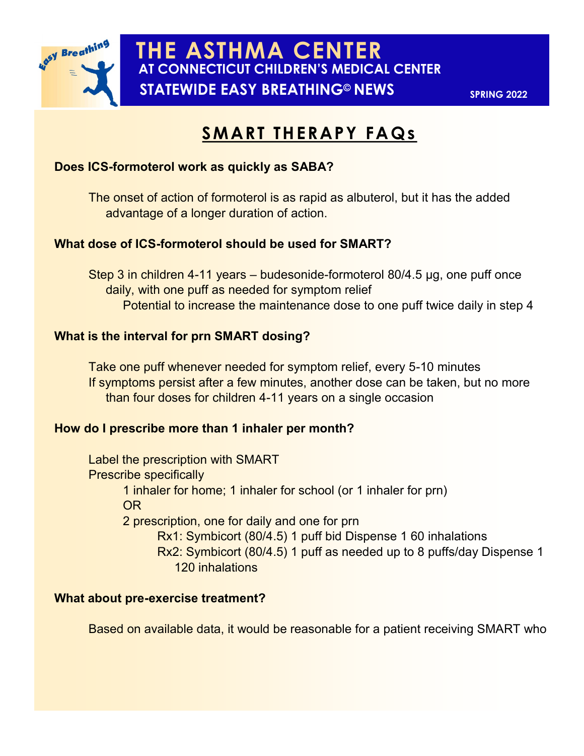# THE ASTHMA CENTER

**AT CONNECTICUT CHILDREN'S MEDICAL CENTER**

**STATEWIDE EASY BREATHING© NEWS**

**SPRING 2022**

## SMART THERAPY FAQs

**Does ICS-formoterol work as quickly as SABA?**

The onset of action of formoterol is as rapid as albuterol, but it has the added advantage of a longer duration of action.

**What dose of ICS-formoterol should be used for SMART?**

Step 3 in children 4-11 years – budesonide-formoterol 80/4.5 µg, one puff once daily, with one puff as needed for symptom relief

- Potential to increase the maintenance dose to one puff twice daily in step 4

**What is the interval for prn SMART dosing?**

Take one puff whenever needed for symptom relief, every 5-10 minutes

If symptoms persist after a few minutes, another dose can be taken, but no more than four doses for children 4-11 years on a single occasion

**How do I prescribe more than 1 inhaler per month?**

Label the prescription with SMART

Prescribe specifically

- 1 inhaler for home; 1 inhaler for school (or 1 inhaler for prn)
- OR
- 2 prescription, one for daily and one for prn
  - Rx1: Symbicort (80/4.5) 1 puff bid Dispense 1 60 inhalations
  - Rx2: Symbicort (80/4.5) 1 puff as needed up to 8 puffs/day Dispense 1 120 inhalations

**What about pre-exercise treatment?**

Based on available data, it would be reasonable for a patient receiving SMART who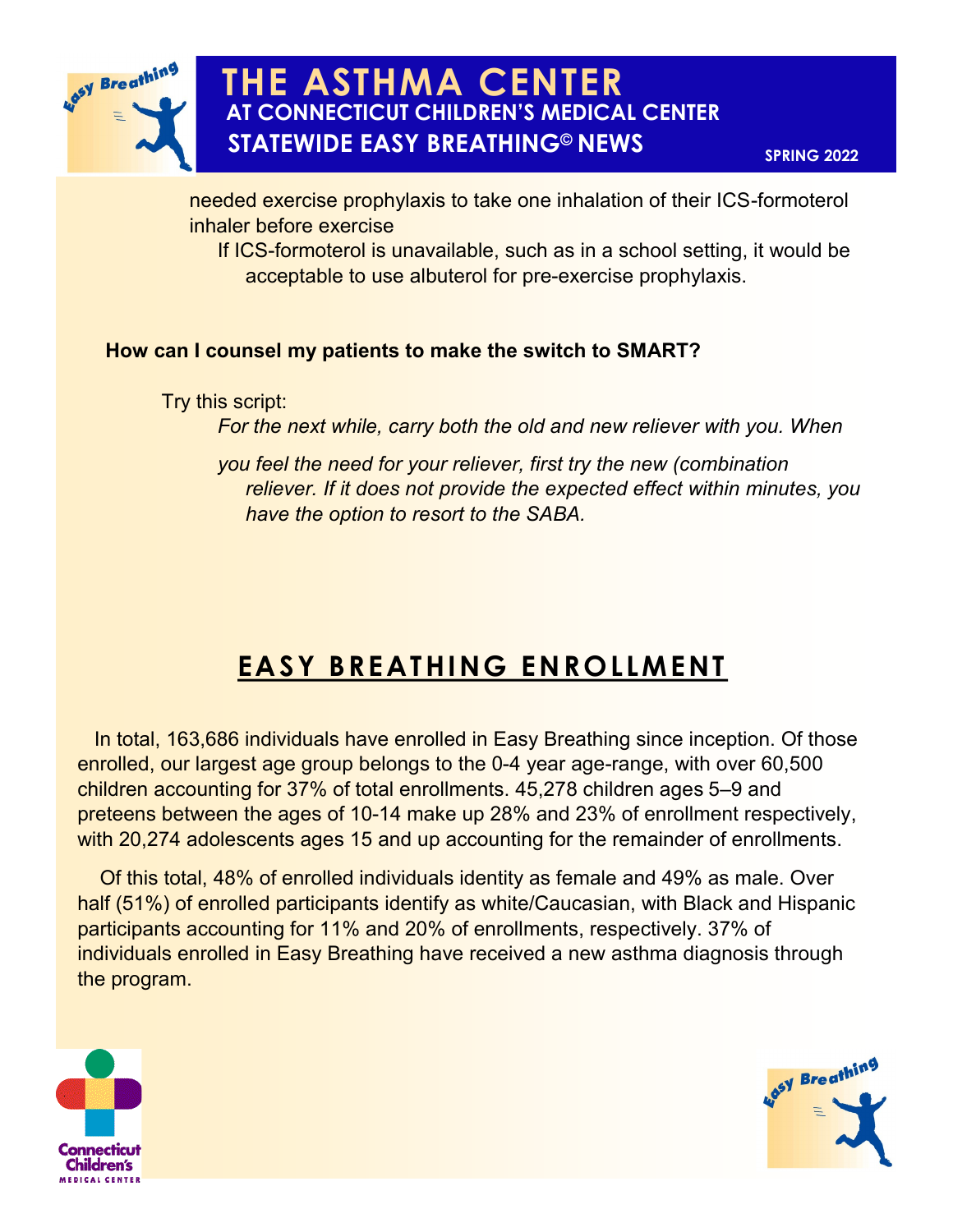needed exercise prophylaxis to take one inhalation of their ICS-formoterol inhaler before exercise

If ICS-formoterol is unavailable, such as in a school setting, it would be acceptable to use albuterol for pre-exercise prophylaxis.

**How can I counsel my patients to make the switch to SMART?**

Try this script:

*For the next while, carry both the old and new reliever with you. When*

*you feel the need for your reliever, first try the new (combination reliever. If it does not provide the expected effect within minutes, you have the option to resort to the SABA.*

## EASY BREATHING ENROLLMENT

In total, 163,686 individuals have enrolled in Easy Breathing since inception. Of those enrolled, our largest age group belongs to the 0-4 year age-range, with over 60,500 children accounting for 37% of total enrollments. 45,278 children ages 5–9 and preteens between the ages of 10-14 make up 28% and 23% of enrollment respectively, with 20,274 adolescents ages 15 and up accounting for the remainder of enrollments.

Of this total, 48% of enrolled individuals identity as female and 49% as male. Over half (51%) of enrolled participants identify as white/Caucasian, with Black and Hispanic participants accounting for 11% and 20% of enrollments, respectively. 37% of individuals enrolled in Easy Breathing have received a new asthma diagnosis through the program.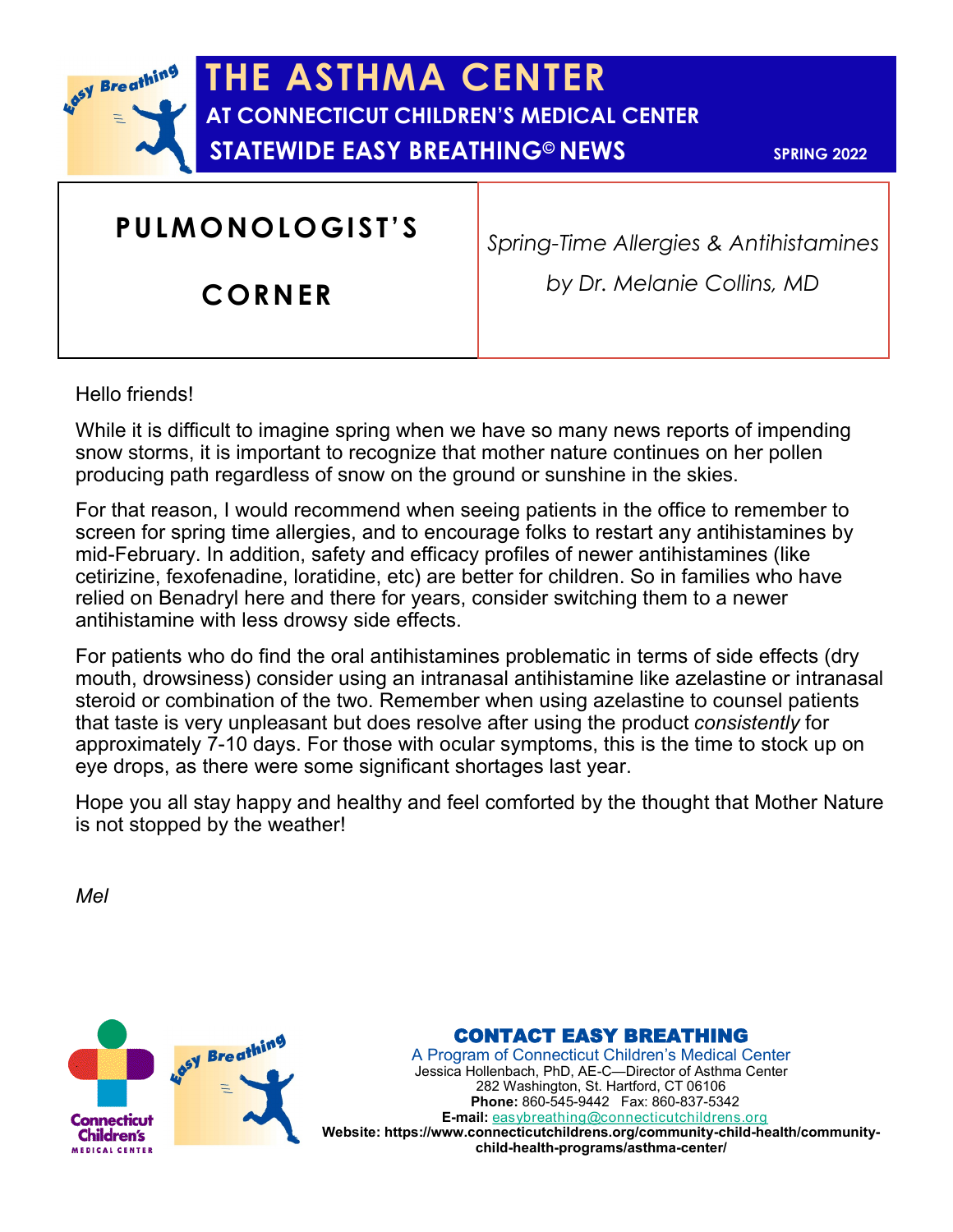# THE ASTHMA CENTER

## AT CONNECTICUT CHILDREN'S MEDICAL CENTER

## STATEWIDE EASY BREATHING© NEWS

SPRING 2022

## PULMONOLOGIST'S CORNER

*Spring-Time Allergies & Antihistamines*

*by Dr. Melanie Collins, MD*

Hello friends!

While it is difficult to imagine spring when we have so many news reports of impending snow storms, it is important to recognize that mother nature continues on her pollen producing path regardless of snow on the ground or sunshine in the skies.

For that reason, I would recommend when seeing patients in the office to remember to screen for spring time allergies, and to encourage folks to restart any antihistamines by mid-February. In addition, safety and efficacy profiles of newer antihistamines (like cetirizine, fexofenadine, loratidine, etc) are better for children. So in families who have relied on Benadryl here and there for years, consider switching them to a newer antihistamine with less drowsy side effects.

For patients who do find the oral antihistamines problematic in terms of side effects (dry mouth, drowsiness) consider using an intranasal antihistamine like azelastine or intranasal steroid or combination of the two. Remember when using azelastine to counsel patients that taste is very unpleasant but does resolve after using the product *consistently* for approximately 7-10 days. For those with ocular symptoms, this is the time to stock up on eye drops, as there were some significant shortages last year.

Hope you all stay happy and healthy and feel comforted by the thought that Mother Nature is not stopped by the weather!

*Mel*

**CONTACT EASY BREATHING**

A Program of Connecticut Children's Medical Center

Jessica Hollenbach, PhD, AE-C—Director of Asthma Center

282 Washington, St. Hartford, CT 06106

**Phone:** 860-545-9442 Fax: 860-837-5342

**E-mail:** easybreathing@connecticutchildrens.org

**Website: https://www.connecticutchildrens.org/community-child-health/community-child-health-programs/asthma-center/**